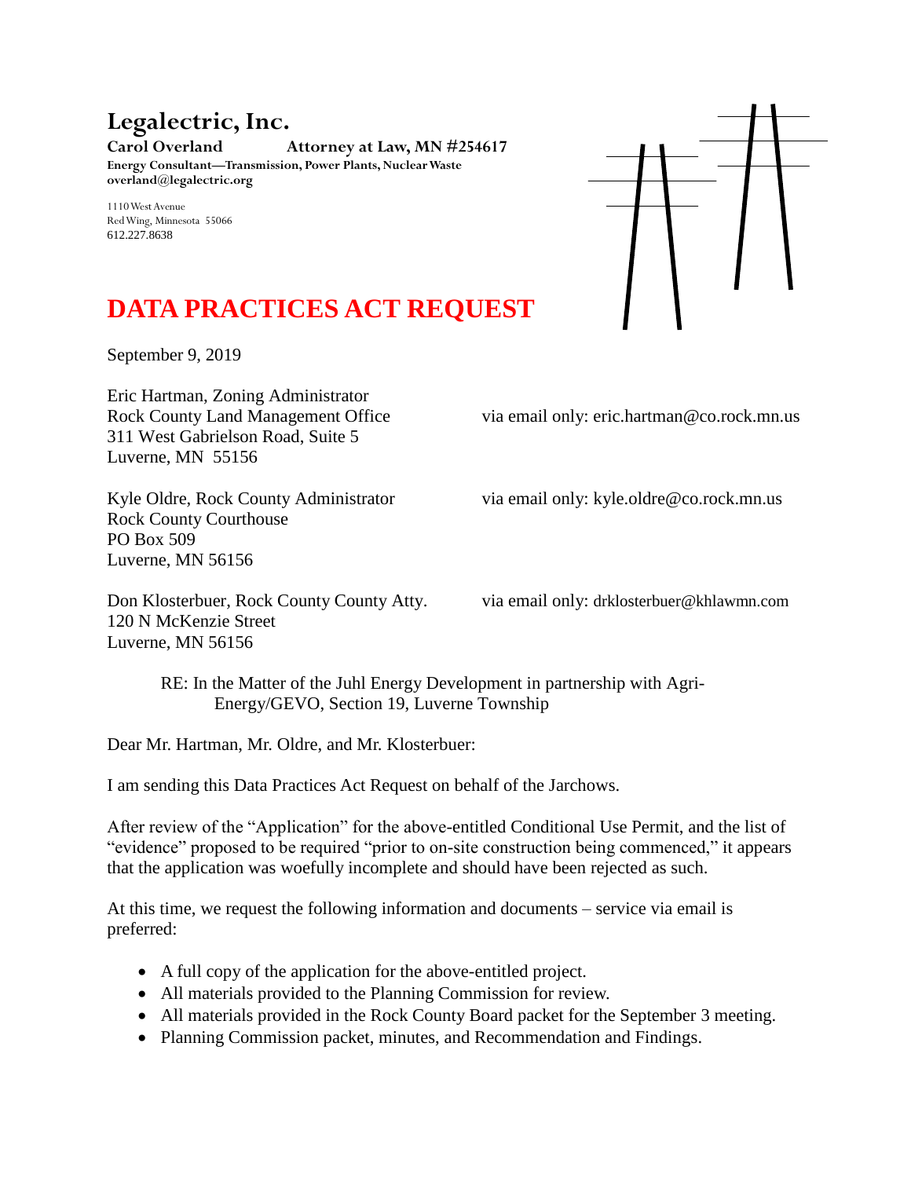# Legalectric, Inc.

**Carol Overland** **Attorney at Law, MN #254617**
**Energy Consultant—Transmission, Power Plants, Nuclear Waste**
**overland@legalectric.org**

1110 West Avenue
Red Wing, Minnesota 55066
612.227.8638

# DATA PRACTICES ACT REQUEST

September 9, 2019

Eric Hartman, Zoning Administrator
Rock County Land Management Office
311 West Gabrielson Road, Suite 5
Luverne, MN 55156

via email only: eric.hartman@co.rock.mn.us

Kyle Oldre, Rock County Administrator
Rock County Courthouse
PO Box 509
Luverne, MN 56156

via email only: kyle.oldre@co.rock.mn.us

Don Klosterbuer, Rock County County Atty.
120 N McKenzie Street
Luverne, MN 56156

via email only: drklosterbuer@khlawmn.com

RE: In the Matter of the Juhl Energy Development in partnership with Agri-Energy/GEVO, Section 19, Luverne Township

Dear Mr. Hartman, Mr. Oldre, and Mr. Klosterbuer:

I am sending this Data Practices Act Request on behalf of the Jarchows.

After review of the "Application" for the above-entitled Conditional Use Permit, and the list of "evidence" proposed to be required "prior to on-site construction being commenced," it appears that the application was woefully incomplete and should have been rejected as such.

At this time, we request the following information and documents – service via email is preferred:

- A full copy of the application for the above-entitled project.
- All materials provided to the Planning Commission for review.
- All materials provided in the Rock County Board packet for the September 3 meeting.
- Planning Commission packet, minutes, and Recommendation and Findings.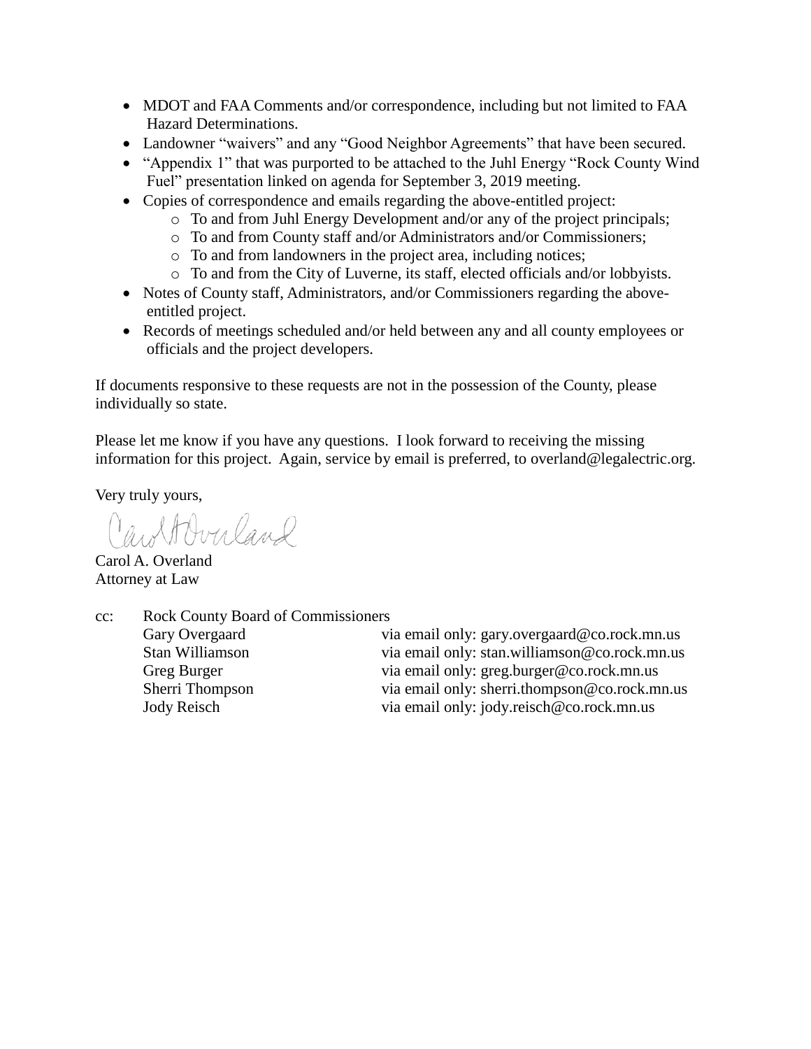- MDOT and FAA Comments and/or correspondence, including but not limited to FAA Hazard Determinations.
- Landowner "waivers" and any "Good Neighbor Agreements" that have been secured.
- "Appendix 1" that was purported to be attached to the Juhl Energy "Rock County Wind Fuel" presentation linked on agenda for September 3, 2019 meeting.
- Copies of correspondence and emails regarding the above-entitled project:
  - To and from Juhl Energy Development and/or any of the project principals;
  - To and from County staff and/or Administrators and/or Commissioners;
  - To and from landowners in the project area, including notices;
  - To and from the City of Luverne, its staff, elected officials and/or lobbyists.
- Notes of County staff, Administrators, and/or Commissioners regarding the above-entitled project.
- Records of meetings scheduled and/or held between any and all county employees or officials and the project developers.

If documents responsive to these requests are not in the possession of the County, please individually so state.

Please let me know if you have any questions. I look forward to receiving the missing information for this project. Again, service by email is preferred, to overland@legalectric.org.

Very truly yours,

Carol A. Overland

Carol A. Overland
Attorney at Law

cc: Rock County Board of Commissioners

| | |
|---|---|
| Gary Overgaard | via email only: gary.overgaard@co.rock.mn.us |
| Stan Williamson | via email only: stan.williamson@co.rock.mn.us |
| Greg Burger | via email only: greg.burger@co.rock.mn.us |
| Sherri Thompson | via email only: sherri.thompson@co.rock.mn.us |
| Jody Reisch | via email only: jody.reisch@co.rock.mn.us |